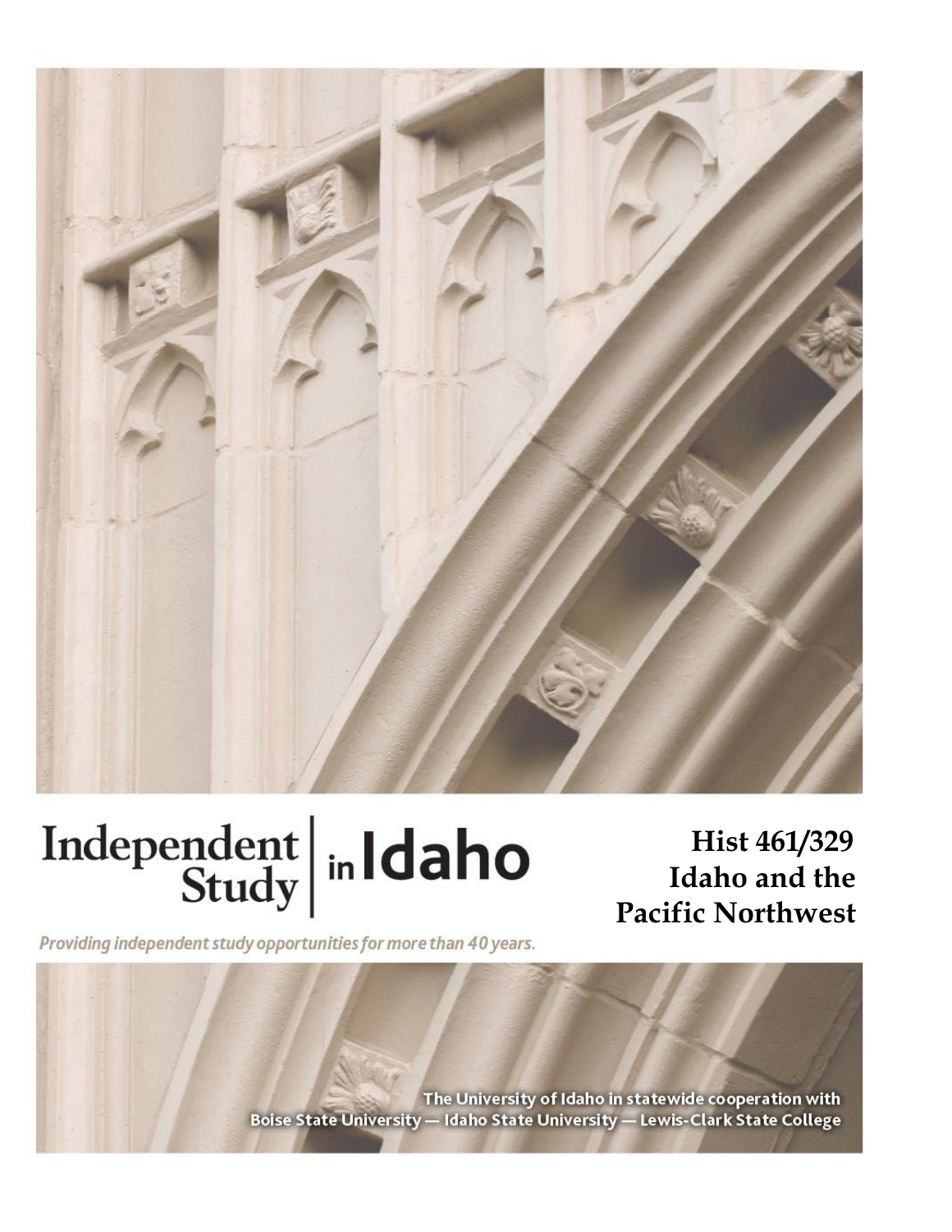# Independent Study in Idaho

*Providing independent study opportunities for more than 40 years.*

## Hist 461/329
## Idaho and the Pacific Northwest

The University of Idaho in statewide cooperation with
Boise State University — Idaho State University — Lewis-Clark State College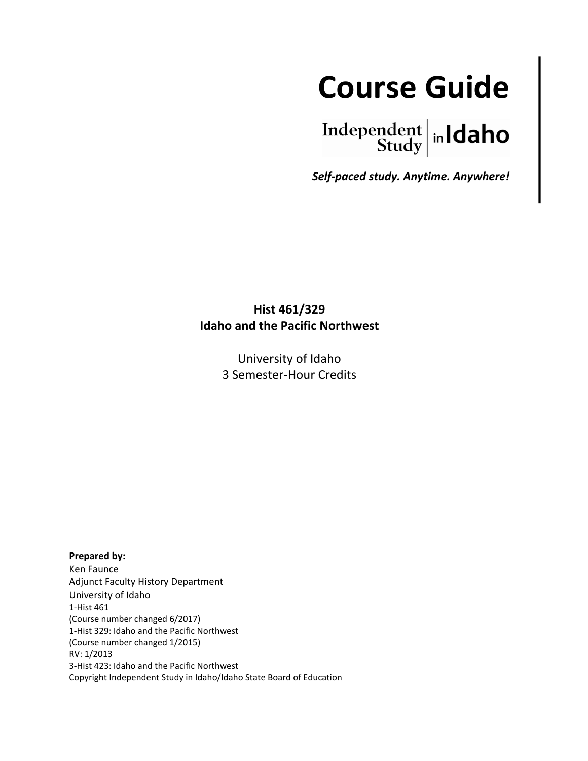# Course Guide

Independent Study in Idaho

***Self-paced study. Anytime. Anywhere!***

**Hist 461/329**
**Idaho and the Pacific Northwest**

University of Idaho
3 Semester-Hour Credits

**Prepared by:**
Ken Faunce
Adjunct Faculty History Department
University of Idaho
1-Hist 461
(Course number changed 6/2017)
1-Hist 329: Idaho and the Pacific Northwest
(Course number changed 1/2015)
RV: 1/2013
3-Hist 423: Idaho and the Pacific Northwest
Copyright Independent Study in Idaho/Idaho State Board of Education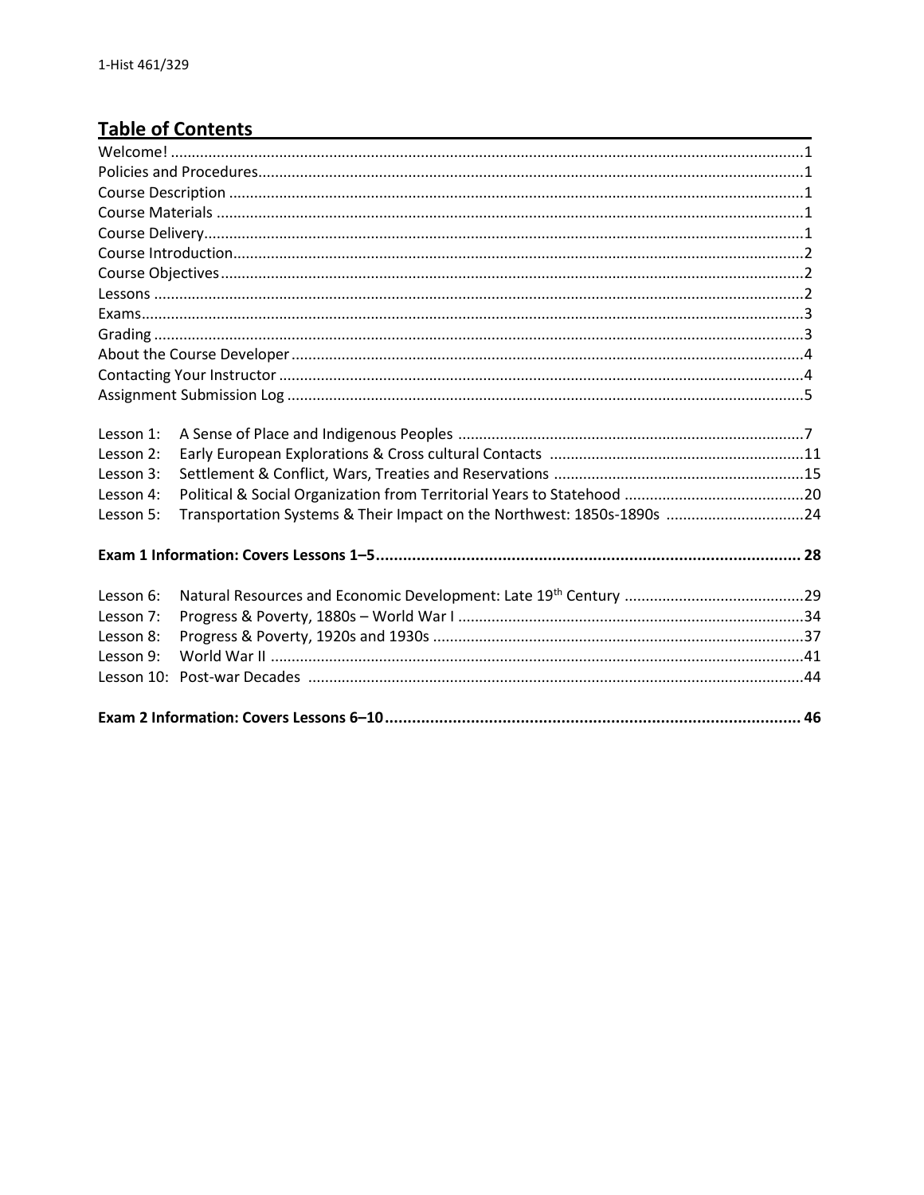## Table of Contents

| | |
|---|---|
| Welcome! | 1 |
| Policies and Procedures | 1 |
| Course Description | 1 |
| Course Materials | 1 |
| Course Delivery | 1 |
| Course Introduction | 2 |
| Course Objectives | 2 |
| Lessons | 2 |
| Exams | 3 |
| Grading | 3 |
| About the Course Developer | 4 |
| Contacting Your Instructor | 4 |
| Assignment Submission Log | 5 |

| | | |
|---|---|---|
| Lesson 1: | A Sense of Place and Indigenous Peoples | 7 |
| Lesson 2: | Early European Explorations & Cross cultural Contacts | 11 |
| Lesson 3: | Settlement & Conflict, Wars, Treaties and Reservations | 15 |
| Lesson 4: | Political & Social Organization from Territorial Years to Statehood | 20 |
| Lesson 5: | Transportation Systems & Their Impact on the Northwest: 1850s-1890s | 24 |

**Exam 1 Information: Covers Lessons 1–5 ... 28**

| | | |
|---|---|---|
| Lesson 6: | Natural Resources and Economic Development: Late 19th Century | 29 |
| Lesson 7: | Progress & Poverty, 1880s – World War I | 34 |
| Lesson 8: | Progress & Poverty, 1920s and 1930s | 37 |
| Lesson 9: | World War II | 41 |
| Lesson 10: | Post-war Decades | 44 |

**Exam 2 Information: Covers Lessons 6–10 ... 46**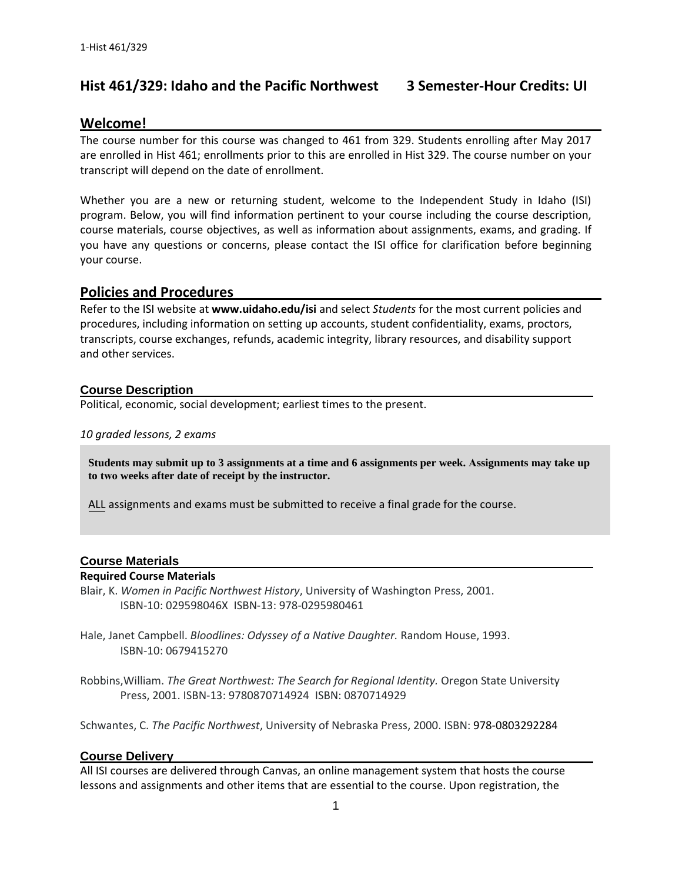# Hist 461/329: Idaho and the Pacific Northwest 3 Semester-Hour Credits: UI

## Welcome!

The course number for this course was changed to 461 from 329. Students enrolling after May 2017 are enrolled in Hist 461; enrollments prior to this are enrolled in Hist 329. The course number on your transcript will depend on the date of enrollment.

Whether you are a new or returning student, welcome to the Independent Study in Idaho (ISI) program. Below, you will find information pertinent to your course including the course description, course materials, course objectives, as well as information about assignments, exams, and grading. If you have any questions or concerns, please contact the ISI office for clarification before beginning your course.

## Policies and Procedures

Refer to the ISI website at **www.uidaho.edu/isi** and select *Students* for the most current policies and procedures, including information on setting up accounts, student confidentiality, exams, proctors, transcripts, course exchanges, refunds, academic integrity, library resources, and disability support and other services.

### Course Description

Political, economic, social development; earliest times to the present.

*10 graded lessons, 2 exams*

**Students may submit up to 3 assignments at a time and 6 assignments per week. Assignments may take up to two weeks after date of receipt by the instructor.**

ALL assignments and exams must be submitted to receive a final grade for the course.

### Course Materials

**Required Course Materials**

Blair, K. *Women in Pacific Northwest History*, University of Washington Press, 2001.
ISBN-10: 029598046X ISBN-13: 978-0295980461

Hale, Janet Campbell. *Bloodlines: Odyssey of a Native Daughter.* Random House, 1993.
ISBN-10: 0679415270

Robbins,William. *The Great Northwest: The Search for Regional Identity.* Oregon State University Press, 2001. ISBN-13: 9780870714924 ISBN: 0870714929

Schwantes, C. *The Pacific Northwest*, University of Nebraska Press, 2000. ISBN: 978-0803292284

### Course Delivery

All ISI courses are delivered through Canvas, an online management system that hosts the course lessons and assignments and other items that are essential to the course. Upon registration, the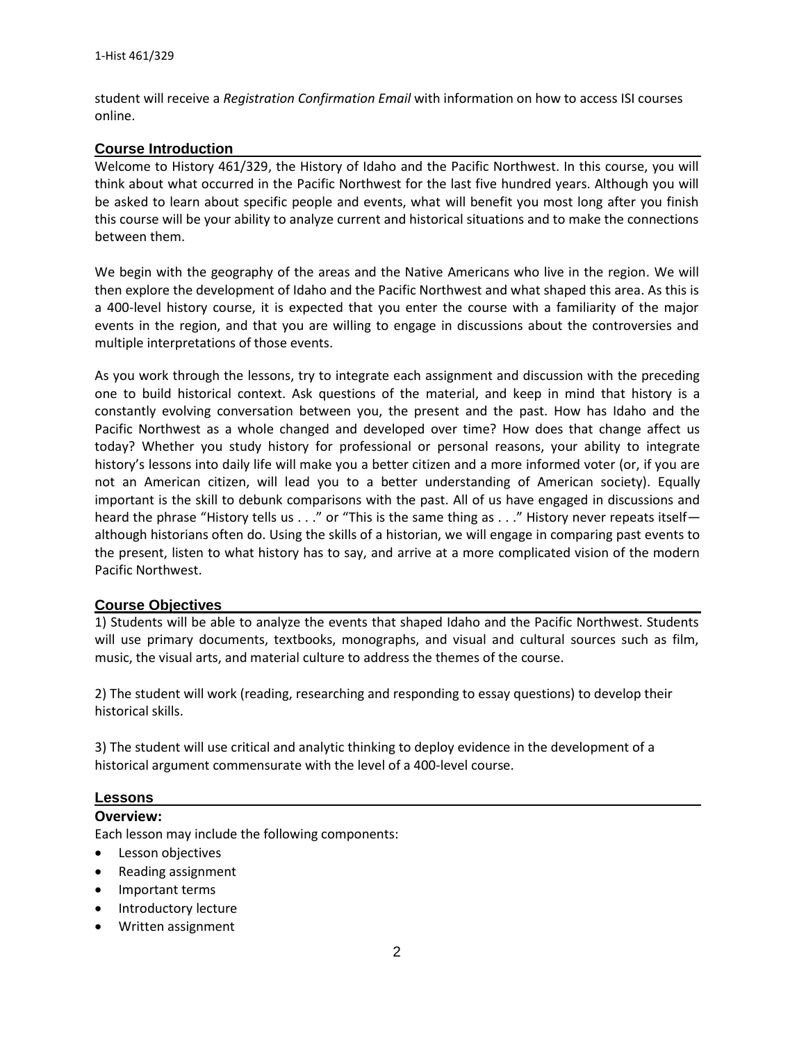student will receive a *Registration Confirmation Email* with information on how to access ISI courses online.

## Course Introduction

Welcome to History 461/329, the History of Idaho and the Pacific Northwest. In this course, you will think about what occurred in the Pacific Northwest for the last five hundred years. Although you will be asked to learn about specific people and events, what will benefit you most long after you finish this course will be your ability to analyze current and historical situations and to make the connections between them.

We begin with the geography of the areas and the Native Americans who live in the region. We will then explore the development of Idaho and the Pacific Northwest and what shaped this area. As this is a 400-level history course, it is expected that you enter the course with a familiarity of the major events in the region, and that you are willing to engage in discussions about the controversies and multiple interpretations of those events.

As you work through the lessons, try to integrate each assignment and discussion with the preceding one to build historical context. Ask questions of the material, and keep in mind that history is a constantly evolving conversation between you, the present and the past. How has Idaho and the Pacific Northwest as a whole changed and developed over time? How does that change affect us today? Whether you study history for professional or personal reasons, your ability to integrate history's lessons into daily life will make you a better citizen and a more informed voter (or, if you are not an American citizen, will lead you to a better understanding of American society). Equally important is the skill to debunk comparisons with the past. All of us have engaged in discussions and heard the phrase "History tells us . . ." or "This is the same thing as . . ." History never repeats itself—although historians often do. Using the skills of a historian, we will engage in comparing past events to the present, listen to what history has to say, and arrive at a more complicated vision of the modern Pacific Northwest.

## Course Objectives

1) Students will be able to analyze the events that shaped Idaho and the Pacific Northwest. Students will use primary documents, textbooks, monographs, and visual and cultural sources such as film, music, the visual arts, and material culture to address the themes of the course.

2) The student will work (reading, researching and responding to essay questions) to develop their historical skills.

3) The student will use critical and analytic thinking to deploy evidence in the development of a historical argument commensurate with the level of a 400-level course.

## Lessons

### Overview:

Each lesson may include the following components:

- Lesson objectives
- Reading assignment
- Important terms
- Introductory lecture
- Written assignment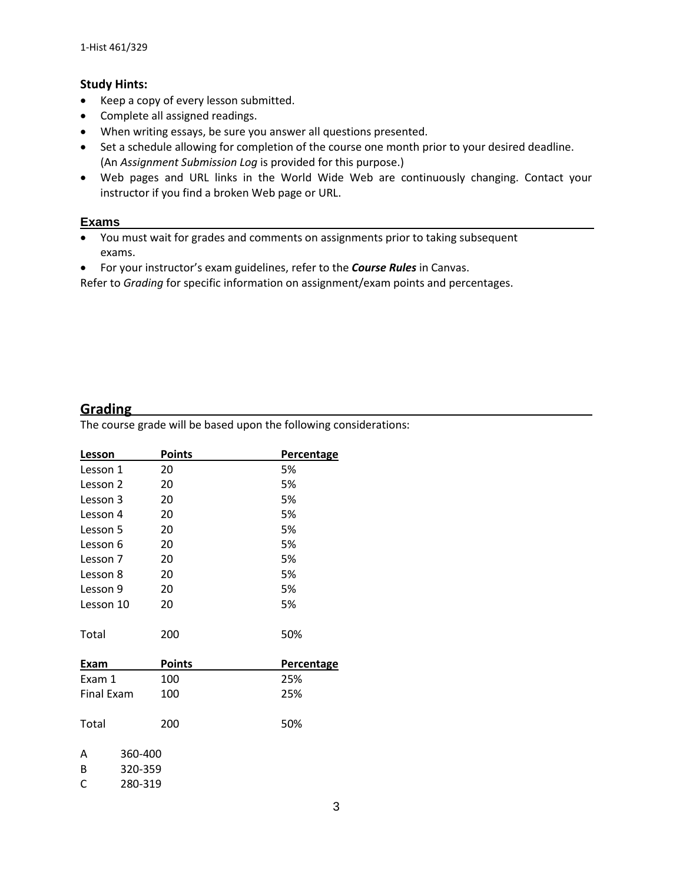**Study Hints:**

- Keep a copy of every lesson submitted.
- Complete all assigned readings.
- When writing essays, be sure you answer all questions presented.
- Set a schedule allowing for completion of the course one month prior to your desired deadline. (An *Assignment Submission Log* is provided for this purpose.)
- Web pages and URL links in the World Wide Web are continuously changing. Contact your instructor if you find a broken Web page or URL.

## Exams

- You must wait for grades and comments on assignments prior to taking subsequent exams.
- For your instructor's exam guidelines, refer to the ***Course Rules*** in Canvas.

Refer to *Grading* for specific information on assignment/exam points and percentages.

## Grading

The course grade will be based upon the following considerations:

| Lesson | Points | Percentage |
|---|---|---|
| Lesson 1 | 20 | 5% |
| Lesson 2 | 20 | 5% |
| Lesson 3 | 20 | 5% |
| Lesson 4 | 20 | 5% |
| Lesson 5 | 20 | 5% |
| Lesson 6 | 20 | 5% |
| Lesson 7 | 20 | 5% |
| Lesson 8 | 20 | 5% |
| Lesson 9 | 20 | 5% |
| Lesson 10 | 20 | 5% |
| Total | 200 | 50% |

| Exam | Points | Percentage |
|---|---|---|
| Exam 1 | 100 | 25% |
| Final Exam | 100 | 25% |
| Total | 200 | 50% |

| | |
|---|---|
| A | 360-400 |
| B | 320-359 |
| C | 280-319 |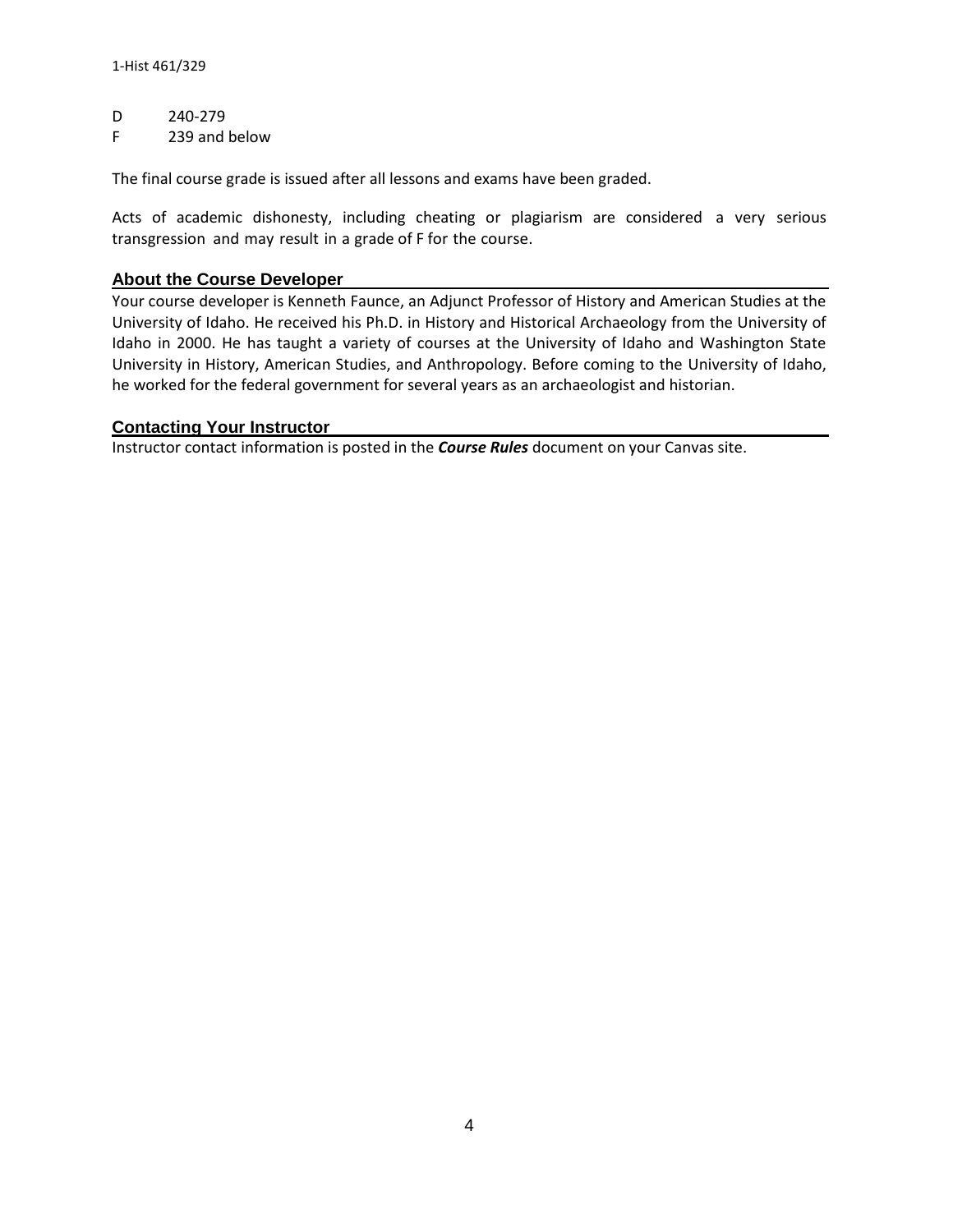| | |
|---|---|
| D | 240-279 |
| F | 239 and below |

The final course grade is issued after all lessons and exams have been graded.

Acts of academic dishonesty, including cheating or plagiarism are considered a very serious transgression and may result in a grade of F for the course.

## About the Course Developer

Your course developer is Kenneth Faunce, an Adjunct Professor of History and American Studies at the University of Idaho. He received his Ph.D. in History and Historical Archaeology from the University of Idaho in 2000. He has taught a variety of courses at the University of Idaho and Washington State University in History, American Studies, and Anthropology. Before coming to the University of Idaho, he worked for the federal government for several years as an archaeologist and historian.

## Contacting Your Instructor

Instructor contact information is posted in the ***Course Rules*** document on your Canvas site.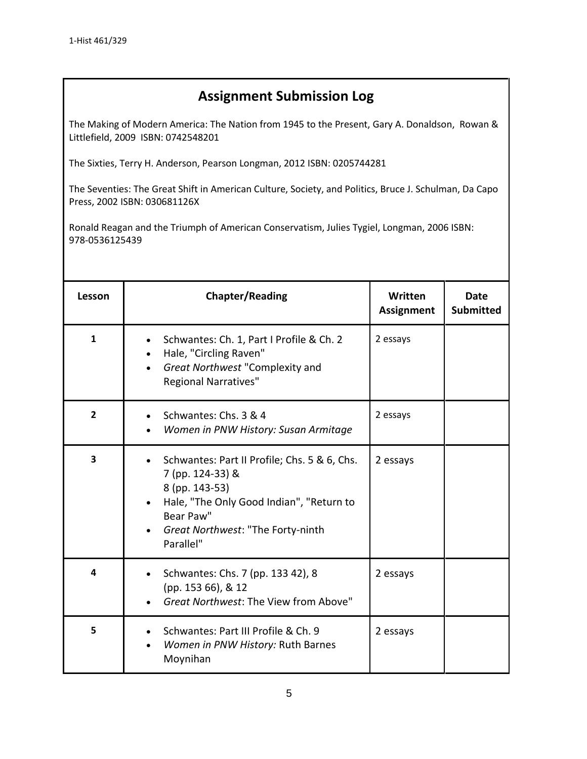## Assignment Submission Log

The Making of Modern America: The Nation from 1945 to the Present, Gary A. Donaldson, Rowan & Littlefield, 2009 ISBN: 0742548201

The Sixties, Terry H. Anderson, Pearson Longman, 2012 ISBN: 0205744281

The Seventies: The Great Shift in American Culture, Society, and Politics, Bruce J. Schulman, Da Capo Press, 2002 ISBN: 030681126X

Ronald Reagan and the Triumph of American Conservatism, Julies Tygiel, Longman, 2006 ISBN: 978-0536125439

| Lesson | Chapter/Reading | Written Assignment | Date Submitted |
|---|---|---|---|
| 1 | • Schwantes: Ch. 1, Part I Profile & Ch. 2<br>• Hale, "Circling Raven"<br>• *Great Northwest* "Complexity and Regional Narratives" | 2 essays | |
| 2 | • Schwantes: Chs. 3 & 4<br>• *Women in PNW History: Susan Armitage* | 2 essays | |
| 3 | • Schwantes: Part II Profile; Chs. 5 & 6, Chs. 7 (pp. 124-33) & 8 (pp. 143-53)<br>• Hale, "The Only Good Indian", "Return to Bear Paw"<br>• *Great Northwest*: "The Forty-ninth Parallel" | 2 essays | |
| 4 | • Schwantes: Chs. 7 (pp. 133 42), 8 (pp. 153 66), & 12<br>• *Great Northwest*: The View from Above" | 2 essays | |
| 5 | • Schwantes: Part III Profile & Ch. 9<br>• *Women in PNW History:* Ruth Barnes Moynihan | 2 essays | |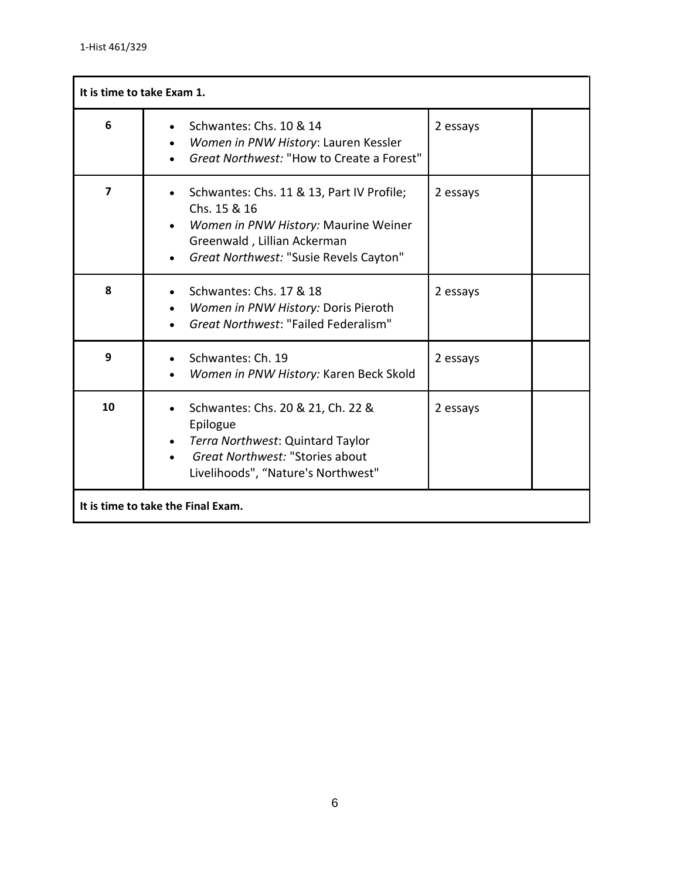| It is time to take Exam 1. | | | |
|---|---|---|---|
| 6 | • Schwantes: Chs. 10 & 14<br>• *Women in PNW History*: Lauren Kessler<br>• *Great Northwest:* "How to Create a Forest" | 2 essays | |
| 7 | • Schwantes: Chs. 11 & 13, Part IV Profile; Chs. 15 & 16<br>• *Women in PNW History:* Maurine Weiner Greenwald , Lillian Ackerman<br>• *Great Northwest:* "Susie Revels Cayton" | 2 essays | |
| 8 | • Schwantes: Chs. 17 & 18<br>• *Women in PNW History:* Doris Pieroth<br>• *Great Northwest*: "Failed Federalism" | 2 essays | |
| 9 | • Schwantes: Ch. 19<br>• *Women in PNW History:* Karen Beck Skold | 2 essays | |
| 10 | • Schwantes: Chs. 20 & 21, Ch. 22 & Epilogue<br>• *Terra Northwest*: Quintard Taylor<br>• *Great Northwest:* "Stories about Livelihoods", "Nature's Northwest" | 2 essays | |
| **It is time to take the Final Exam.** | | | |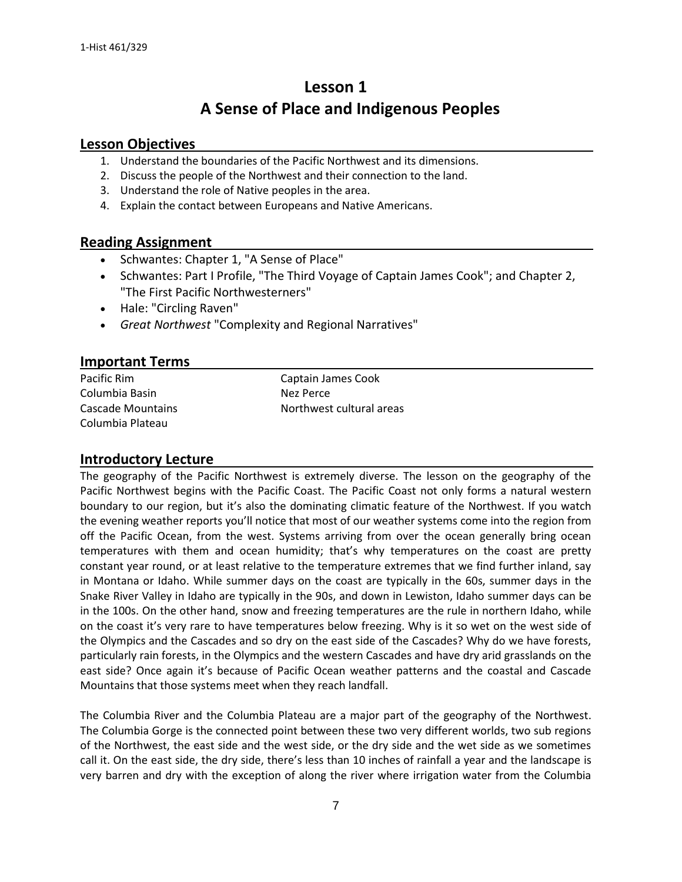# Lesson 1
# A Sense of Place and Indigenous Peoples

## Lesson Objectives

1. Understand the boundaries of the Pacific Northwest and its dimensions.
2. Discuss the people of the Northwest and their connection to the land.
3. Understand the role of Native peoples in the area.
4. Explain the contact between Europeans and Native Americans.

## Reading Assignment

- Schwantes: Chapter 1, "A Sense of Place"
- Schwantes: Part I Profile, "The Third Voyage of Captain James Cook"; and Chapter 2, "The First Pacific Northwesterners"
- Hale: "Circling Raven"
- *Great Northwest* "Complexity and Regional Narratives"

## Important Terms

| | |
|---|---|
| Pacific Rim | Captain James Cook |
| Columbia Basin | Nez Perce |
| Cascade Mountains | Northwest cultural areas |
| Columbia Plateau | |

## Introductory Lecture

The geography of the Pacific Northwest is extremely diverse. The lesson on the geography of the Pacific Northwest begins with the Pacific Coast. The Pacific Coast not only forms a natural western boundary to our region, but it's also the dominating climatic feature of the Northwest. If you watch the evening weather reports you'll notice that most of our weather systems come into the region from off the Pacific Ocean, from the west. Systems arriving from over the ocean generally bring ocean temperatures with them and ocean humidity; that's why temperatures on the coast are pretty constant year round, or at least relative to the temperature extremes that we find further inland, say in Montana or Idaho. While summer days on the coast are typically in the 60s, summer days in the Snake River Valley in Idaho are typically in the 90s, and down in Lewiston, Idaho summer days can be in the 100s. On the other hand, snow and freezing temperatures are the rule in northern Idaho, while on the coast it's very rare to have temperatures below freezing. Why is it so wet on the west side of the Olympics and the Cascades and so dry on the east side of the Cascades? Why do we have forests, particularly rain forests, in the Olympics and the western Cascades and have dry arid grasslands on the east side? Once again it's because of Pacific Ocean weather patterns and the coastal and Cascade Mountains that those systems meet when they reach landfall.

The Columbia River and the Columbia Plateau are a major part of the geography of the Northwest. The Columbia Gorge is the connected point between these two very different worlds, two sub regions of the Northwest, the east side and the west side, or the dry side and the wet side as we sometimes call it. On the east side, the dry side, there's less than 10 inches of rainfall a year and the landscape is very barren and dry with the exception of along the river where irrigation water from the Columbia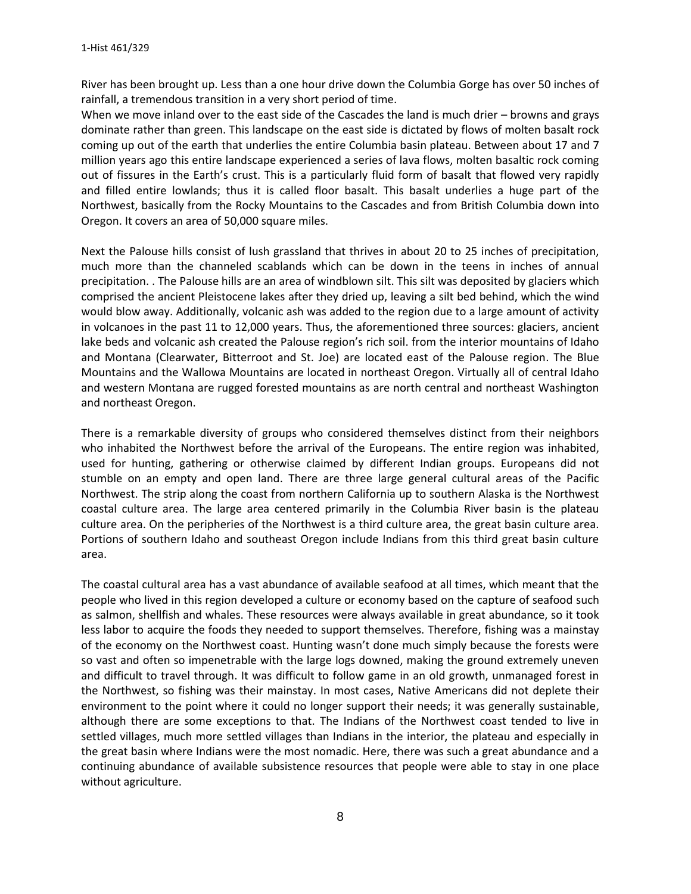River has been brought up. Less than a one hour drive down the Columbia Gorge has over 50 inches of rainfall, a tremendous transition in a very short period of time.
When we move inland over to the east side of the Cascades the land is much drier – browns and grays dominate rather than green. This landscape on the east side is dictated by flows of molten basalt rock coming up out of the earth that underlies the entire Columbia basin plateau. Between about 17 and 7 million years ago this entire landscape experienced a series of lava flows, molten basaltic rock coming out of fissures in the Earth's crust. This is a particularly fluid form of basalt that flowed very rapidly and filled entire lowlands; thus it is called floor basalt. This basalt underlies a huge part of the Northwest, basically from the Rocky Mountains to the Cascades and from British Columbia down into Oregon. It covers an area of 50,000 square miles.

Next the Palouse hills consist of lush grassland that thrives in about 20 to 25 inches of precipitation, much more than the channeled scablands which can be down in the teens in inches of annual precipitation. . The Palouse hills are an area of windblown silt. This silt was deposited by glaciers which comprised the ancient Pleistocene lakes after they dried up, leaving a silt bed behind, which the wind would blow away. Additionally, volcanic ash was added to the region due to a large amount of activity in volcanoes in the past 11 to 12,000 years. Thus, the aforementioned three sources: glaciers, ancient lake beds and volcanic ash created the Palouse region's rich soil. from the interior mountains of Idaho and Montana (Clearwater, Bitterroot and St. Joe) are located east of the Palouse region. The Blue Mountains and the Wallowa Mountains are located in northeast Oregon. Virtually all of central Idaho and western Montana are rugged forested mountains as are north central and northeast Washington and northeast Oregon.

There is a remarkable diversity of groups who considered themselves distinct from their neighbors who inhabited the Northwest before the arrival of the Europeans. The entire region was inhabited, used for hunting, gathering or otherwise claimed by different Indian groups. Europeans did not stumble on an empty and open land. There are three large general cultural areas of the Pacific Northwest. The strip along the coast from northern California up to southern Alaska is the Northwest coastal culture area. The large area centered primarily in the Columbia River basin is the plateau culture area. On the peripheries of the Northwest is a third culture area, the great basin culture area. Portions of southern Idaho and southeast Oregon include Indians from this third great basin culture area.

The coastal cultural area has a vast abundance of available seafood at all times, which meant that the people who lived in this region developed a culture or economy based on the capture of seafood such as salmon, shellfish and whales. These resources were always available in great abundance, so it took less labor to acquire the foods they needed to support themselves. Therefore, fishing was a mainstay of the economy on the Northwest coast. Hunting wasn't done much simply because the forests were so vast and often so impenetrable with the large logs downed, making the ground extremely uneven and difficult to travel through. It was difficult to follow game in an old growth, unmanaged forest in the Northwest, so fishing was their mainstay. In most cases, Native Americans did not deplete their environment to the point where it could no longer support their needs; it was generally sustainable, although there are some exceptions to that. The Indians of the Northwest coast tended to live in settled villages, much more settled villages than Indians in the interior, the plateau and especially in the great basin where Indians were the most nomadic. Here, there was such a great abundance and a continuing abundance of available subsistence resources that people were able to stay in one place without agriculture.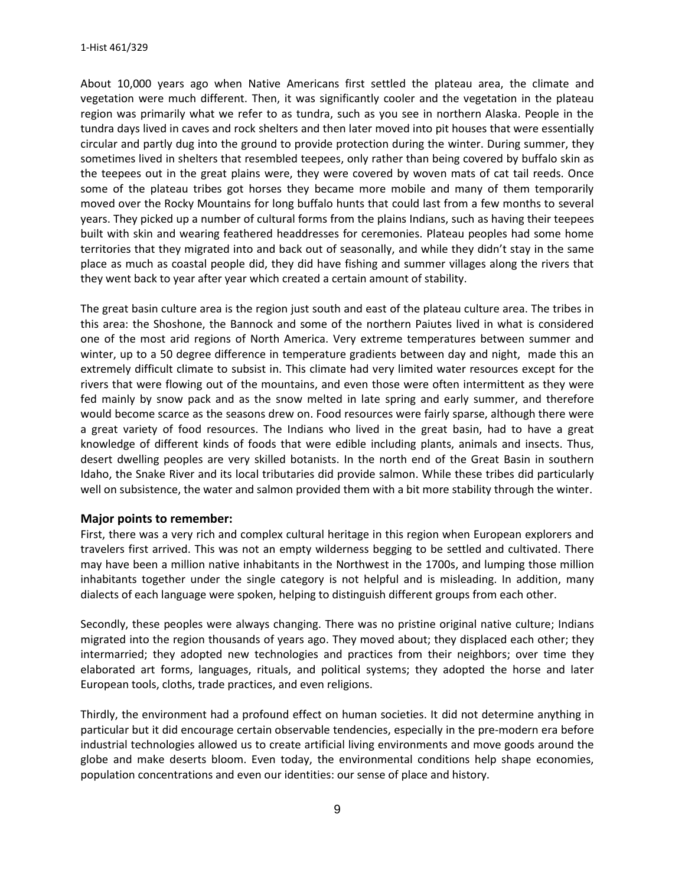About 10,000 years ago when Native Americans first settled the plateau area, the climate and vegetation were much different. Then, it was significantly cooler and the vegetation in the plateau region was primarily what we refer to as tundra, such as you see in northern Alaska. People in the tundra days lived in caves and rock shelters and then later moved into pit houses that were essentially circular and partly dug into the ground to provide protection during the winter. During summer, they sometimes lived in shelters that resembled teepees, only rather than being covered by buffalo skin as the teepees out in the great plains were, they were covered by woven mats of cat tail reeds. Once some of the plateau tribes got horses they became more mobile and many of them temporarily moved over the Rocky Mountains for long buffalo hunts that could last from a few months to several years. They picked up a number of cultural forms from the plains Indians, such as having their teepees built with skin and wearing feathered headdresses for ceremonies. Plateau peoples had some home territories that they migrated into and back out of seasonally, and while they didn't stay in the same place as much as coastal people did, they did have fishing and summer villages along the rivers that they went back to year after year which created a certain amount of stability.

The great basin culture area is the region just south and east of the plateau culture area. The tribes in this area: the Shoshone, the Bannock and some of the northern Paiutes lived in what is considered one of the most arid regions of North America. Very extreme temperatures between summer and winter, up to a 50 degree difference in temperature gradients between day and night, made this an extremely difficult climate to subsist in. This climate had very limited water resources except for the rivers that were flowing out of the mountains, and even those were often intermittent as they were fed mainly by snow pack and as the snow melted in late spring and early summer, and therefore would become scarce as the seasons drew on. Food resources were fairly sparse, although there were a great variety of food resources. The Indians who lived in the great basin, had to have a great knowledge of different kinds of foods that were edible including plants, animals and insects. Thus, desert dwelling peoples are very skilled botanists. In the north end of the Great Basin in southern Idaho, the Snake River and its local tributaries did provide salmon. While these tribes did particularly well on subsistence, the water and salmon provided them with a bit more stability through the winter.

### Major points to remember:

First, there was a very rich and complex cultural heritage in this region when European explorers and travelers first arrived. This was not an empty wilderness begging to be settled and cultivated. There may have been a million native inhabitants in the Northwest in the 1700s, and lumping those million inhabitants together under the single category is not helpful and is misleading. In addition, many dialects of each language were spoken, helping to distinguish different groups from each other.

Secondly, these peoples were always changing. There was no pristine original native culture; Indians migrated into the region thousands of years ago. They moved about; they displaced each other; they intermarried; they adopted new technologies and practices from their neighbors; over time they elaborated art forms, languages, rituals, and political systems; they adopted the horse and later European tools, cloths, trade practices, and even religions.

Thirdly, the environment had a profound effect on human societies. It did not determine anything in particular but it did encourage certain observable tendencies, especially in the pre-modern era before industrial technologies allowed us to create artificial living environments and move goods around the globe and make deserts bloom. Even today, the environmental conditions help shape economies, population concentrations and even our identities: our sense of place and history.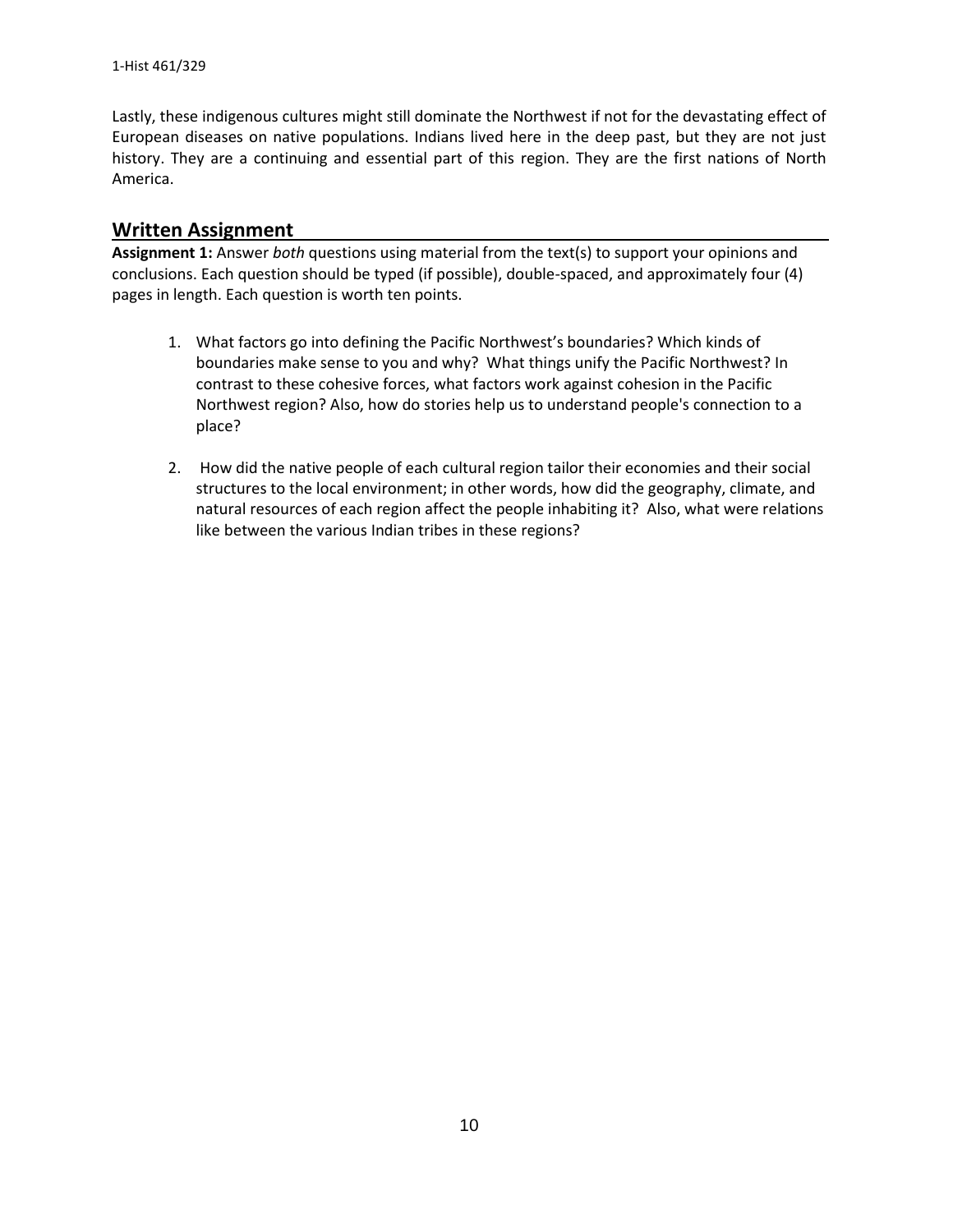Lastly, these indigenous cultures might still dominate the Northwest if not for the devastating effect of European diseases on native populations. Indians lived here in the deep past, but they are not just history. They are a continuing and essential part of this region. They are the first nations of North America.

## Written Assignment

**Assignment 1:** Answer *both* questions using material from the text(s) to support your opinions and conclusions. Each question should be typed (if possible), double-spaced, and approximately four (4) pages in length. Each question is worth ten points.

1. What factors go into defining the Pacific Northwest's boundaries? Which kinds of boundaries make sense to you and why? What things unify the Pacific Northwest? In contrast to these cohesive forces, what factors work against cohesion in the Pacific Northwest region? Also, how do stories help us to understand people's connection to a place?

2. How did the native people of each cultural region tailor their economies and their social structures to the local environment; in other words, how did the geography, climate, and natural resources of each region affect the people inhabiting it? Also, what were relations like between the various Indian tribes in these regions?